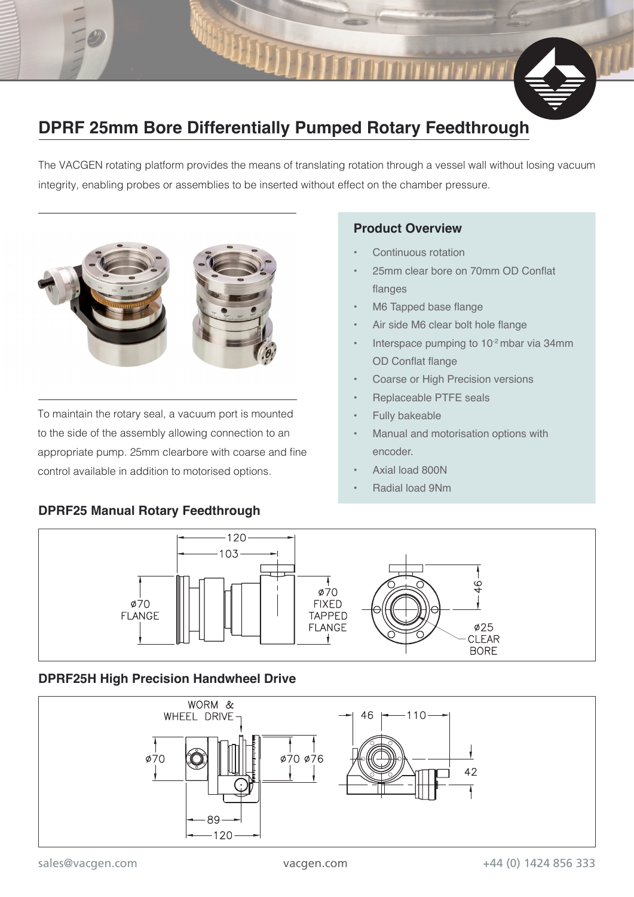# DPRF 25mm Bore Differentially Pumped Rotary Feedthrough

The VACGEN rotating platform provides the means of translating rotation through a vessel wall without losing vacuum integrity, enabling probes or assemblies to be inserted without effect on the chamber pressure.

To maintain the rotary seal, a vacuum port is mounted to the side of the assembly allowing connection to an appropriate pump. 25mm clearbore with coarse and fine control available in addition to motorised options.

### Product Overview

- Continuous rotation
- 25mm clear bore on 70mm OD Conflat flanges
- M6 Tapped base flange
- Air side M6 clear bolt hole flange
- Interspace pumping to $10^{-2}$ mbar via 34mm OD Conflat flange
- Coarse or High Precision versions
- Replaceable PTFE seals
- Fully bakeable
- Manual and motorisation options with encoder.
- Axial load 800N
- Radial load 9Nm

### DPRF25 Manual Rotary Feedthrough

120
103
ø70 FLANGE
ø70 FIXED TAPPED FLANGE
46
ø25 CLEAR BORE

### DPRF25H High Precision Handwheel Drive

WORM & WHEEL DRIVE
ø70
ø70 ø76
89
120
46
110
42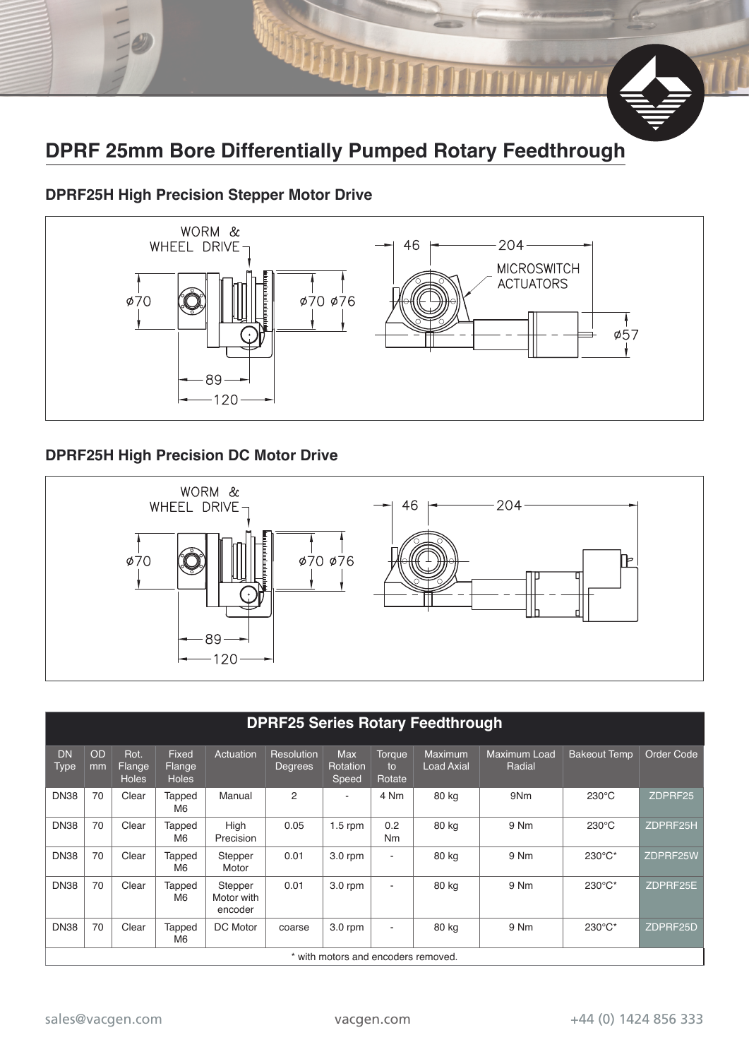# DPRF 25mm Bore Differentially Pumped Rotary Feedthrough

### DPRF25H High Precision Stepper Motor Drive

WORM & WHEEL DRIVE

ø70

ø70 ø76

89

120

46

204

MICROSWITCH ACTUATORS

ø57

### DPRF25H High Precision DC Motor Drive

WORM & WHEEL DRIVE

ø70

ø70 ø76

89

120

46

204

| DPRF25 Series Rotary Feedthrough | | | | | | | | | | | |
|---|---|---|---|---|---|---|---|---|---|---|---|
| DN Type | OD mm | Rot. Flange Holes | Fixed Flange Holes | Actuation | Resolution Degrees | Max Rotation Speed | Torque to Rotate | Maximum Load Axial | Maximum Load Radial | Bakeout Temp | Order Code |
| DN38 | 70 | Clear | Tapped M6 | Manual | 2 | - | 4 Nm | 80 kg | 9Nm | 230°C | ZDPRF25 |
| DN38 | 70 | Clear | Tapped M6 | High Precision | 0.05 | 1.5 rpm | 0.2 Nm | 80 kg | 9 Nm | 230°C | ZDPRF25H |
| DN38 | 70 | Clear | Tapped M6 | Stepper Motor | 0.01 | 3.0 rpm | - | 80 kg | 9 Nm | 230°C* | ZDPRF25W |
| DN38 | 70 | Clear | Tapped M6 | Stepper Motor with encoder | 0.01 | 3.0 rpm | - | 80 kg | 9 Nm | 230°C* | ZDPRF25E |
| DN38 | 70 | Clear | Tapped M6 | DC Motor | coarse | 3.0 rpm | - | 80 kg | 9 Nm | 230°C* | ZDPRF25D |

* with motors and encoders removed.

sales@vacgen.com vacgen.com +44 (0) 1424 856 333